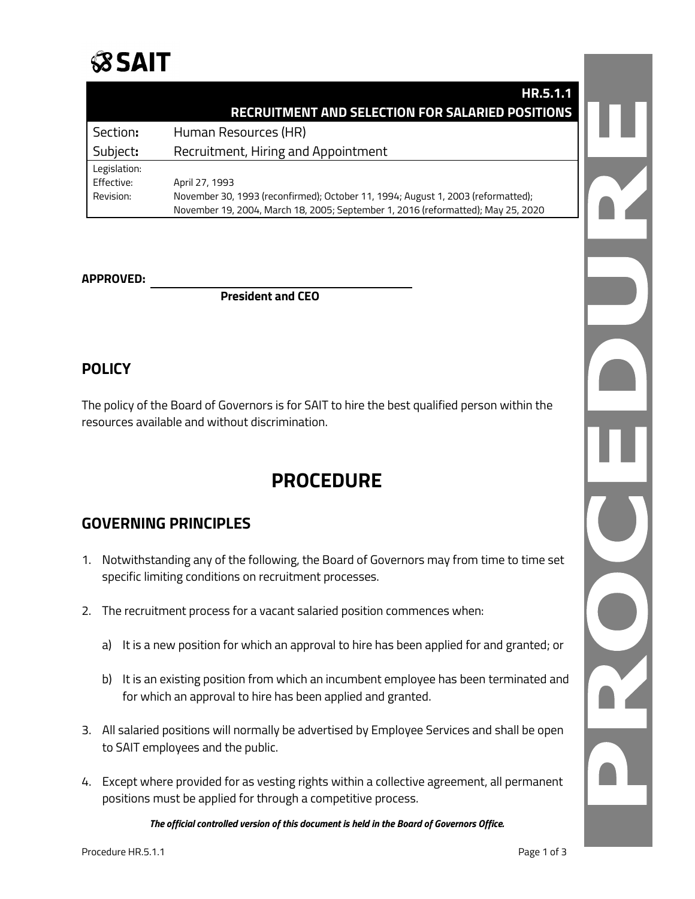# SAIT

| | HR.5.1.1<br>RECRUITMENT AND SELECTION FOR SALARIED POSITIONS |
|---|---|
| Section: | Human Resources (HR) |
| Subject: | Recruitment, Hiring and Appointment |
| Legislation: | |
| Effective: | April 27, 1993 |
| Revision: | November 30, 1993 (reconfirmed); October 11, 1994; August 1, 2003 (reformatted); November 19, 2004, March 18, 2005; September 1, 2016 (reformatted); May 25, 2020 |

**APPROVED:** ______________________________

**President and CEO**

## POLICY

The policy of the Board of Governors is for SAIT to hire the best qualified person within the resources available and without discrimination.

# PROCEDURE

## GOVERNING PRINCIPLES

1. Notwithstanding any of the following, the Board of Governors may from time to time set specific limiting conditions on recruitment processes.

2. The recruitment process for a vacant salaried position commences when:

   a) It is a new position for which an approval to hire has been applied for and granted; or

   b) It is an existing position from which an incumbent employee has been terminated and for which an approval to hire has been applied and granted.

3. All salaried positions will normally be advertised by Employee Services and shall be open to SAIT employees and the public.

4. Except where provided for as vesting rights within a collective agreement, all permanent positions must be applied for through a competitive process.

***The official controlled version of this document is held in the Board of Governors Office.***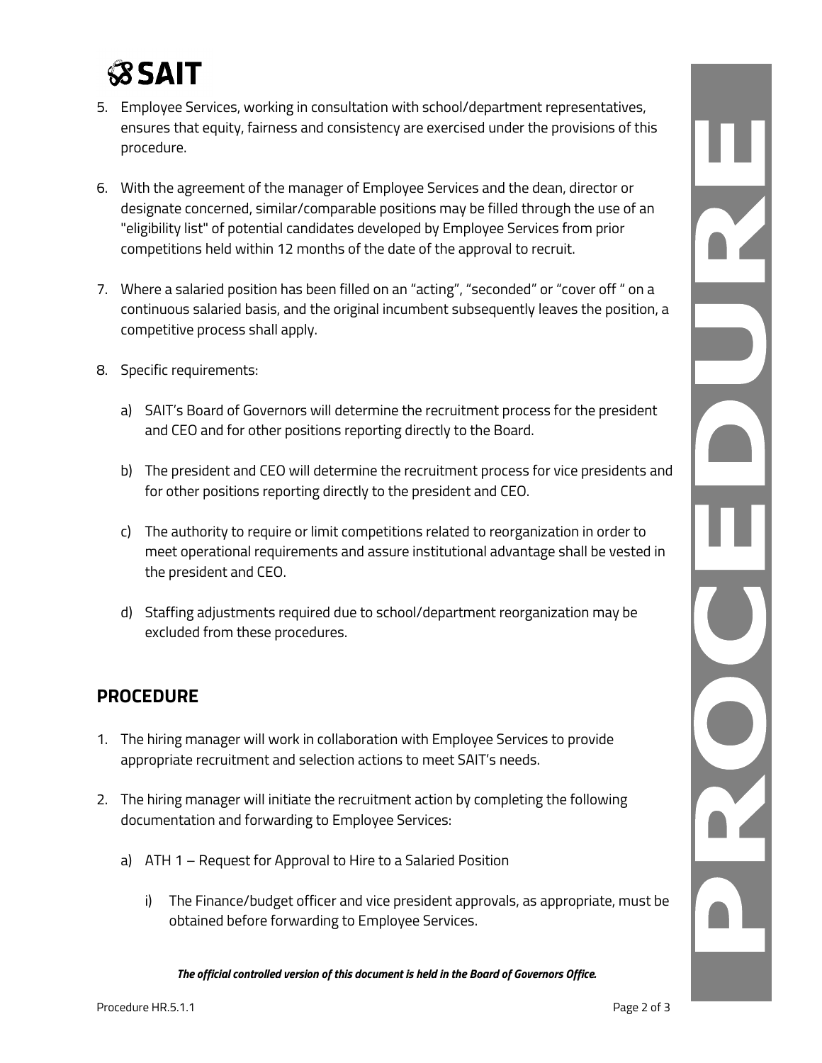5. Employee Services, working in consultation with school/department representatives, ensures that equity, fairness and consistency are exercised under the provisions of this procedure.

6. With the agreement of the manager of Employee Services and the dean, director or designate concerned, similar/comparable positions may be filled through the use of an "eligibility list" of potential candidates developed by Employee Services from prior competitions held within 12 months of the date of the approval to recruit.

7. Where a salaried position has been filled on an “acting”, “seconded” or “cover off ” on a continuous salaried basis, and the original incumbent subsequently leaves the position, a competitive process shall apply.

8. Specific requirements:

   a) SAIT’s Board of Governors will determine the recruitment process for the president and CEO and for other positions reporting directly to the Board.

   b) The president and CEO will determine the recruitment process for vice presidents and for other positions reporting directly to the president and CEO.

   c) The authority to require or limit competitions related to reorganization in order to meet operational requirements and assure institutional advantage shall be vested in the president and CEO.

   d) Staffing adjustments required due to school/department reorganization may be excluded from these procedures.

## PROCEDURE

1. The hiring manager will work in collaboration with Employee Services to provide appropriate recruitment and selection actions to meet SAIT’s needs.

2. The hiring manager will initiate the recruitment action by completing the following documentation and forwarding to Employee Services:

   a) ATH 1 – Request for Approval to Hire to a Salaried Position

      i) The Finance/budget officer and vice president approvals, as appropriate, must be obtained before forwarding to Employee Services.

***The official controlled version of this document is held in the Board of Governors Office.***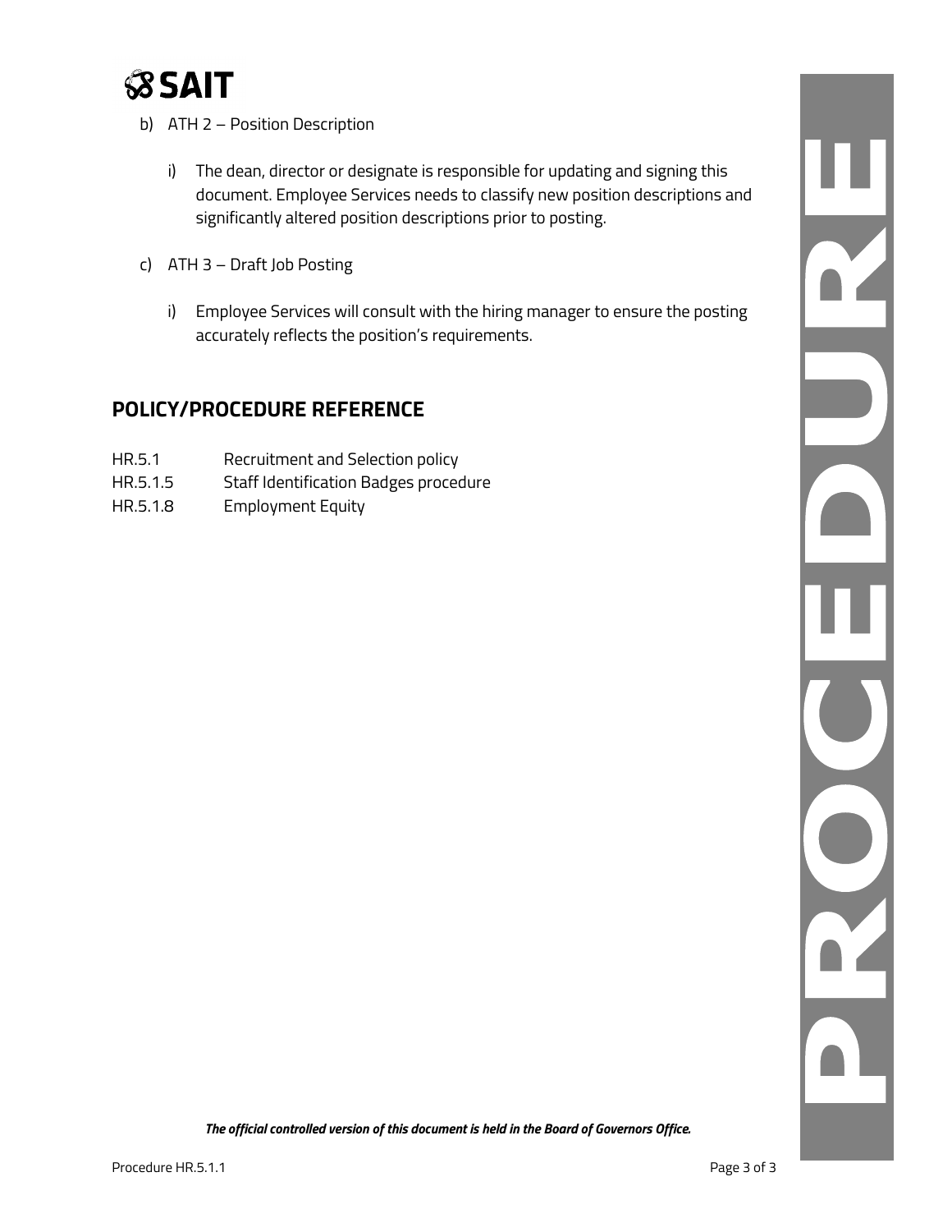b) ATH 2 – Position Description

   i) The dean, director or designate is responsible for updating and signing this document. Employee Services needs to classify new position descriptions and significantly altered position descriptions prior to posting.

c) ATH 3 – Draft Job Posting

   i) Employee Services will consult with the hiring manager to ensure the posting accurately reflects the position's requirements.

## POLICY/PROCEDURE REFERENCE

| | |
|---|---|
| HR.5.1 | Recruitment and Selection policy |
| HR.5.1.5 | Staff Identification Badges procedure |
| HR.5.1.8 | Employment Equity |

***The official controlled version of this document is held in the Board of Governors Office.***